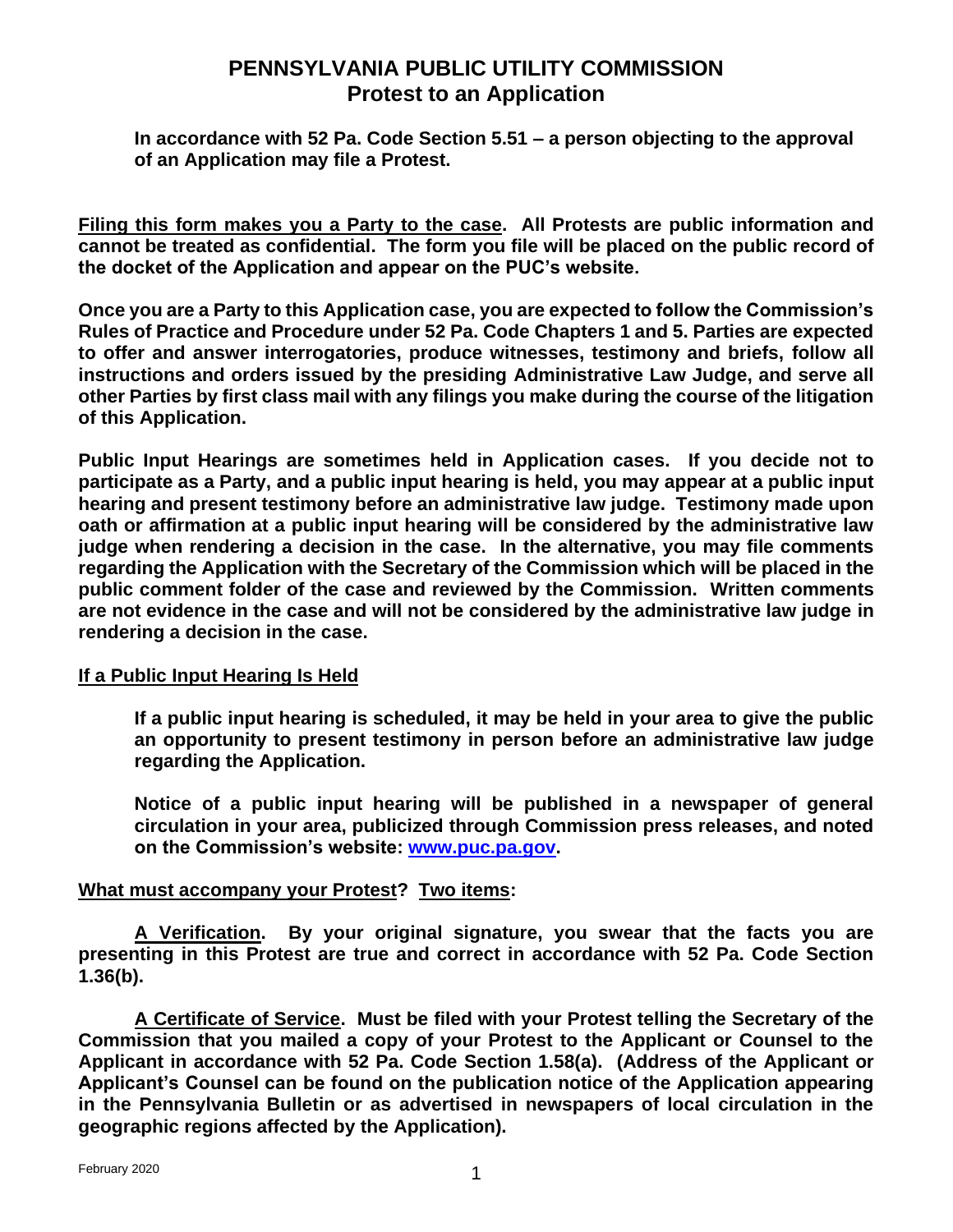# PENNSYLVANIA PUBLIC UTILITY COMMISSION
## Protest to an Application

**In accordance with 52 Pa. Code Section 5.51 – a person objecting to the approval of an Application may file a Protest.**

**Filing this form makes you a Party to the case. All Protests are public information and cannot be treated as confidential. The form you file will be placed on the public record of the docket of the Application and appear on the PUC's website.**

**Once you are a Party to this Application case, you are expected to follow the Commission's Rules of Practice and Procedure under 52 Pa. Code Chapters 1 and 5. Parties are expected to offer and answer interrogatories, produce witnesses, testimony and briefs, follow all instructions and orders issued by the presiding Administrative Law Judge, and serve all other Parties by first class mail with any filings you make during the course of the litigation of this Application.**

**Public Input Hearings are sometimes held in Application cases. If you decide not to participate as a Party, and a public input hearing is held, you may appear at a public input hearing and present testimony before an administrative law judge. Testimony made upon oath or affirmation at a public input hearing will be considered by the administrative law judge when rendering a decision in the case. In the alternative, you may file comments regarding the Application with the Secretary of the Commission which will be placed in the public comment folder of the case and reviewed by the Commission. Written comments are not evidence in the case and will not be considered by the administrative law judge in rendering a decision in the case.**

**If a Public Input Hearing Is Held**

**If a public input hearing is scheduled, it may be held in your area to give the public an opportunity to present testimony in person before an administrative law judge regarding the Application.**

**Notice of a public input hearing will be published in a newspaper of general circulation in your area, publicized through Commission press releases, and noted on the Commission's website: [www.puc.pa.gov](http://www.puc.pa.gov).**

**What must accompany your Protest? Two items:**

**A Verification. By your original signature, you swear that the facts you are presenting in this Protest are true and correct in accordance with 52 Pa. Code Section 1.36(b).**

**A Certificate of Service. Must be filed with your Protest telling the Secretary of the Commission that you mailed a copy of your Protest to the Applicant or Counsel to the Applicant in accordance with 52 Pa. Code Section 1.58(a). (Address of the Applicant or Applicant's Counsel can be found on the publication notice of the Application appearing in the Pennsylvania Bulletin or as advertised in newspapers of local circulation in the geographic regions affected by the Application).**

February 2020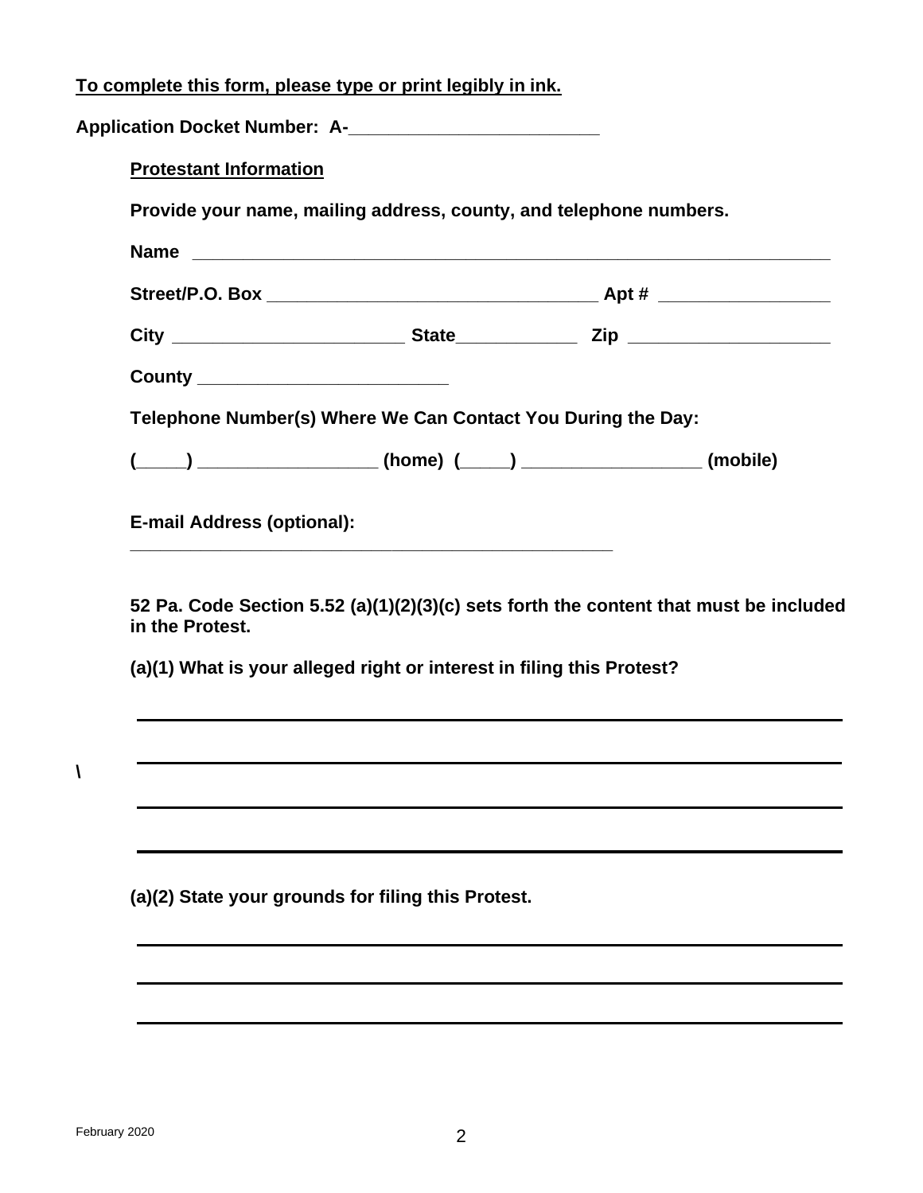**To complete this form, please type or print legibly in ink.**

**Application Docket Number: A-\_\_\_\_\_\_\_\_\_\_\_\_\_\_\_\_\_\_\_\_\_\_\_\_\_\_**

**Protestant Information**

**Provide your name, mailing address, county, and telephone numbers.**

**Name** \_\_\_\_\_\_\_\_\_\_\_\_\_\_\_\_\_\_\_\_\_\_\_\_\_\_\_\_\_\_\_\_\_\_\_\_\_\_\_\_\_\_\_\_\_\_\_\_\_\_\_\_\_\_\_\_\_\_\_\_\_\_\_\_

**Street/P.O. Box** \_\_\_\_\_\_\_\_\_\_\_\_\_\_\_\_\_\_\_\_\_\_\_\_\_\_\_\_\_\_\_\_\_\_\_\_ **Apt #** \_\_\_\_\_\_\_\_\_\_\_\_\_\_\_\_\_\_

**City** \_\_\_\_\_\_\_\_\_\_\_\_\_\_\_\_\_\_\_\_\_\_\_\_ **State**\_\_\_\_\_\_\_\_\_\_\_\_\_ **Zip** \_\_\_\_\_\_\_\_\_\_\_\_\_\_\_\_\_\_\_\_\_

**County** \_\_\_\_\_\_\_\_\_\_\_\_\_\_\_\_\_\_\_\_\_\_\_\_\_\_\_

**Telephone Number(s) Where We Can Contact You During the Day:**

**(\_\_\_\_\_) \_\_\_\_\_\_\_\_\_\_\_\_\_\_\_\_\_\_\_ (home) (\_\_\_\_\_) \_\_\_\_\_\_\_\_\_\_\_\_\_\_\_\_\_\_\_ (mobile)**

**E-mail Address (optional):**

\_\_\_\_\_\_\_\_\_\_\_\_\_\_\_\_\_\_\_\_\_\_\_\_\_\_\_\_\_\_\_\_\_\_\_\_\_\_\_\_\_\_\_\_\_\_\_\_\_\_\_\_

**52 Pa. Code Section 5.52 (a)(1)(2)(3)(c) sets forth the content that must be included in the Protest.**

**(a)(1) What is your alleged right or interest in filing this Protest?**

\_\_\_\_\_\_\_\_\_\_\_\_\_\_\_\_\_\_\_\_\_\_\_\_\_\_\_\_\_\_\_\_\_\_\_\_\_\_\_\_\_\_\_\_\_\_\_\_\_\_\_\_\_\_\_\_\_\_\_\_\_\_\_\_\_\_\_\_\_\_\_\_

\_\_\_\_\_\_\_\_\_\_\_\_\_\_\_\_\_\_\_\_\_\_\_\_\_\_\_\_\_\_\_\_\_\_\_\_\_\_\_\_\_\_\_\_\_\_\_\_\_\_\_\_\_\_\_\_\_\_\_\_\_\_\_\_\_\_\_\_\_\_\_\_

\_\_\_\_\_\_\_\_\_\_\_\_\_\_\_\_\_\_\_\_\_\_\_\_\_\_\_\_\_\_\_\_\_\_\_\_\_\_\_\_\_\_\_\_\_\_\_\_\_\_\_\_\_\_\_\_\_\_\_\_\_\_\_\_\_\_\_\_\_\_\_\_

\_\_\_\_\_\_\_\_\_\_\_\_\_\_\_\_\_\_\_\_\_\_\_\_\_\_\_\_\_\_\_\_\_\_\_\_\_\_\_\_\_\_\_\_\_\_\_\_\_\_\_\_\_\_\_\_\_\_\_\_\_\_\_\_\_\_\_\_\_\_\_\_

**(a)(2) State your grounds for filing this Protest.**

\_\_\_\_\_\_\_\_\_\_\_\_\_\_\_\_\_\_\_\_\_\_\_\_\_\_\_\_\_\_\_\_\_\_\_\_\_\_\_\_\_\_\_\_\_\_\_\_\_\_\_\_\_\_\_\_\_\_\_\_\_\_\_\_\_\_\_\_\_\_\_\_

\_\_\_\_\_\_\_\_\_\_\_\_\_\_\_\_\_\_\_\_\_\_\_\_\_\_\_\_\_\_\_\_\_\_\_\_\_\_\_\_\_\_\_\_\_\_\_\_\_\_\_\_\_\_\_\_\_\_\_\_\_\_\_\_\_\_\_\_\_\_\_\_

\_\_\_\_\_\_\_\_\_\_\_\_\_\_\_\_\_\_\_\_\_\_\_\_\_\_\_\_\_\_\_\_\_\_\_\_\_\_\_\_\_\_\_\_\_\_\_\_\_\_\_\_\_\_\_\_\_\_\_\_\_\_\_\_\_\_\_\_\_\_\_\_

February 2020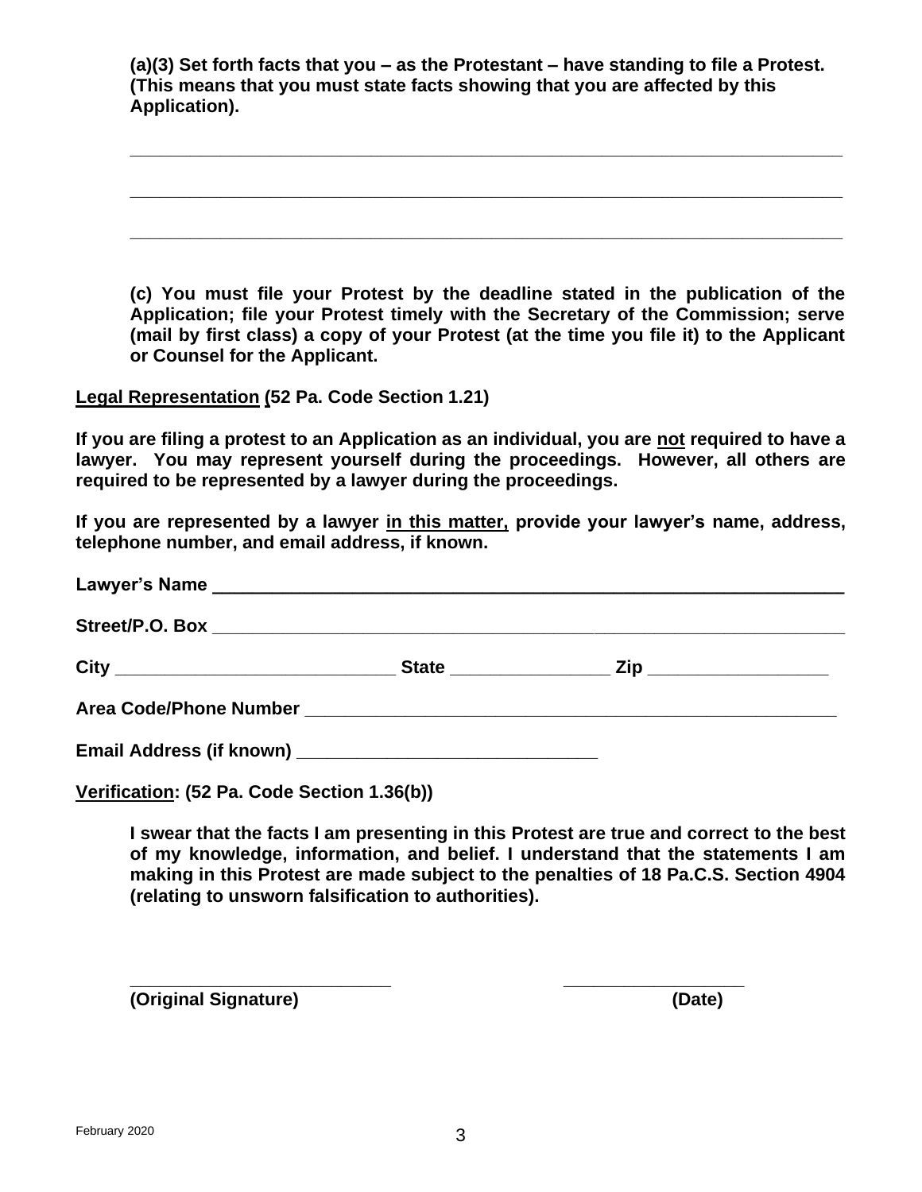**(a)(3) Set forth facts that you – as the Protestant – have standing to file a Protest. (This means that you must state facts showing that you are affected by this Application).**

\_\_\_\_\_\_\_\_\_\_\_\_\_\_\_\_\_\_\_\_\_\_\_\_\_\_\_\_\_\_\_\_\_\_\_\_\_\_\_\_\_\_\_\_\_\_\_\_\_\_\_\_\_\_\_\_\_\_\_\_\_\_\_\_\_\_\_\_\_\_\_\_

\_\_\_\_\_\_\_\_\_\_\_\_\_\_\_\_\_\_\_\_\_\_\_\_\_\_\_\_\_\_\_\_\_\_\_\_\_\_\_\_\_\_\_\_\_\_\_\_\_\_\_\_\_\_\_\_\_\_\_\_\_\_\_\_\_\_\_\_\_\_\_\_

\_\_\_\_\_\_\_\_\_\_\_\_\_\_\_\_\_\_\_\_\_\_\_\_\_\_\_\_\_\_\_\_\_\_\_\_\_\_\_\_\_\_\_\_\_\_\_\_\_\_\_\_\_\_\_\_\_\_\_\_\_\_\_\_\_\_\_\_\_\_\_\_

**(c) You must file your Protest by the deadline stated in the publication of the Application; file your Protest timely with the Secretary of the Commission; serve (mail by first class) a copy of your Protest (at the time you file it) to the Applicant or Counsel for the Applicant.**

**<u>Legal Representation</u> (52 Pa. Code Section 1.21)**

**If you are filing a protest to an Application as an individual, you are <u>not</u> required to have a lawyer. You may represent yourself during the proceedings. However, all others are required to be represented by a lawyer during the proceedings.**

**If you are represented by a lawyer <u>in this matter,</u> provide your lawyer's name, address, telephone number, and email address, if known.**

**Lawyer's Name** \_\_\_\_\_\_\_\_\_\_\_\_\_\_\_\_\_\_\_\_\_\_\_\_\_\_\_\_\_\_\_\_\_\_\_\_\_\_\_\_\_\_\_\_\_\_\_\_\_\_\_\_\_\_\_\_

**Street/P.O. Box** \_\_\_\_\_\_\_\_\_\_\_\_\_\_\_\_\_\_\_\_\_\_\_\_\_\_\_\_\_\_\_\_\_\_\_\_\_\_\_\_\_\_\_\_\_\_\_\_\_\_\_\_\_\_\_\_

**City** \_\_\_\_\_\_\_\_\_\_\_\_\_\_\_\_\_\_\_\_\_\_\_\_\_\_\_\_ **State** \_\_\_\_\_\_\_\_\_\_\_\_\_\_\_\_ **Zip** \_\_\_\_\_\_\_\_\_\_\_\_\_\_\_\_\_\_

**Area Code/Phone Number** \_\_\_\_\_\_\_\_\_\_\_\_\_\_\_\_\_\_\_\_\_\_\_\_\_\_\_\_\_\_\_\_\_\_\_\_\_\_\_\_\_\_\_\_\_\_\_\_\_\_

**Email Address (if known)** \_\_\_\_\_\_\_\_\_\_\_\_\_\_\_\_\_\_\_\_\_\_\_\_\_\_\_\_\_\_

**<u>Verification</u>: (52 Pa. Code Section 1.36(b))**

**I swear that the facts I am presenting in this Protest are true and correct to the best of my knowledge, information, and belief. I understand that the statements I am making in this Protest are made subject to the penalties of 18 Pa.C.S. Section 4904 (relating to unsworn falsification to authorities).**

\_\_\_\_\_\_\_\_\_\_\_\_\_\_\_\_\_\_\_\_\_\_\_\_\_\_\_\_ \_\_\_\_\_\_\_\_\_\_\_\_\_\_\_\_\_\_\_\_

**(Original Signature)** **(Date)**

February 2020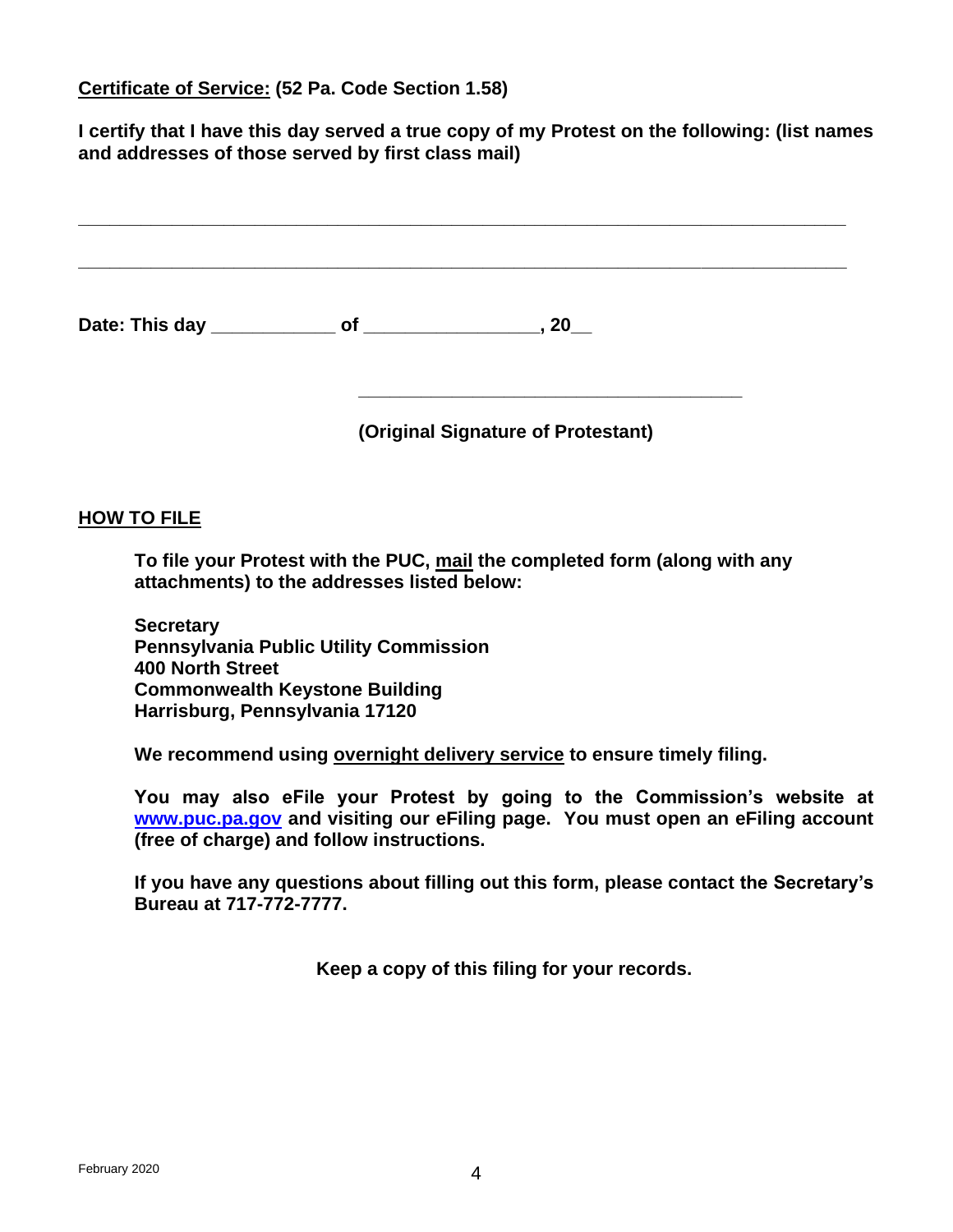**<u>Certificate of Service:</u> (52 Pa. Code Section 1.58)**

**I certify that I have this day served a true copy of my Protest on the following: (list names and addresses of those served by first class mail)**

______________________________________________________________________________

______________________________________________________________________________

**Date: This day ____________ of _________________, 20__**

_______________________________________

**(Original Signature of Protestant)**

## <u>HOW TO FILE</u>

**To file your Protest with the PUC, <u>mail</u> the completed form (along with any attachments) to the addresses listed below:**

**Secretary**
**Pennsylvania Public Utility Commission**
**400 North Street**
**Commonwealth Keystone Building**
**Harrisburg, Pennsylvania 17120**

**We recommend using <u>overnight delivery service</u> to ensure timely filing.**

**You may also eFile your Protest by going to the Commission's website at [www.puc.pa.gov](http://www.puc.pa.gov) and visiting our eFiling page. You must open an eFiling account (free of charge) and follow instructions.**

**If you have any questions about filling out this form, please contact the Secretary's Bureau at 717-772-7777.**

**Keep a copy of this filing for your records.**

February 2020